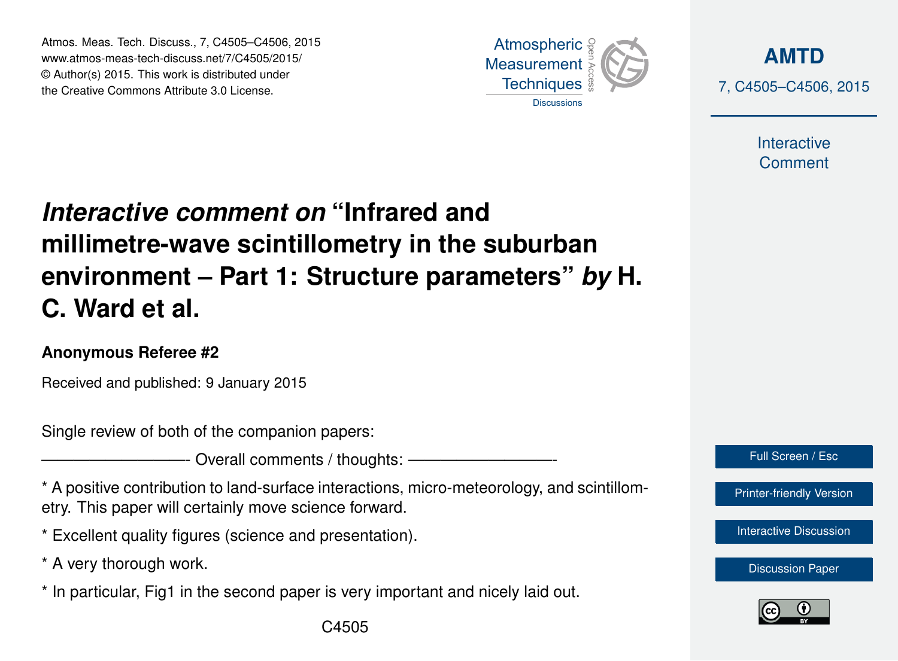# *Interactive comment on* "Infrared and millimetre-wave scintillometry in the suburban environment – Part 1: Structure parameters" *by* H. C. Ward et al.

**Anonymous Referee #2**

Received and published: 9 January 2015

Single review of both of the companion papers:

——————————- Overall comments / thoughts: ——————————-

* A positive contribution to land-surface interactions, micro-meteorology, and scintillometry. This paper will certainly move science forward.

* Excellent quality figures (science and presentation).

* A very thorough work.

* In particular, Fig1 in the second paper is very important and nicely laid out.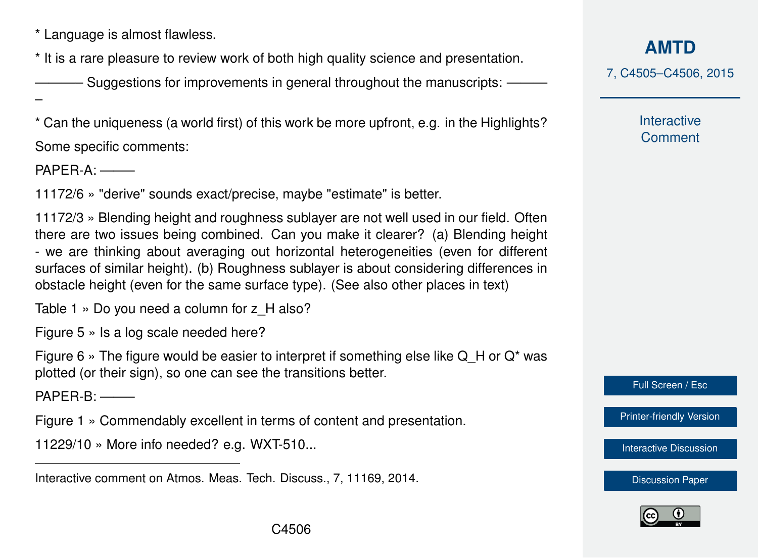* Language is almost flawless.

* It is a rare pleasure to review work of both high quality science and presentation.

——— Suggestions for improvements in general throughout the manuscripts: ———
–

* Can the uniqueness (a world first) of this work be more upfront, e.g. in the Highlights?

Some specific comments:

PAPER-A: ——

11172/6 » "derive" sounds exact/precise, maybe "estimate" is better.

11172/3 » Blending height and roughness sublayer are not well used in our field. Often there are two issues being combined. Can you make it clearer? (a) Blending height - we are thinking about averaging out horizontal heterogeneities (even for different surfaces of similar height). (b) Roughness sublayer is about considering differences in obstacle height (even for the same surface type). (See also other places in text)

Table 1 » Do you need a column for $z_H$ also?

Figure 5 » Is a log scale needed here?

Figure 6 » The figure would be easier to interpret if something else like $Q_H$ or $Q^*$ was plotted (or their sign), so one can see the transitions better.

PAPER-B: ——

Figure 1 » Commendably excellent in terms of content and presentation.

11229/10 » More info needed? e.g. WXT-510...

Interactive comment on Atmos. Meas. Tech. Discuss., 7, 11169, 2014.